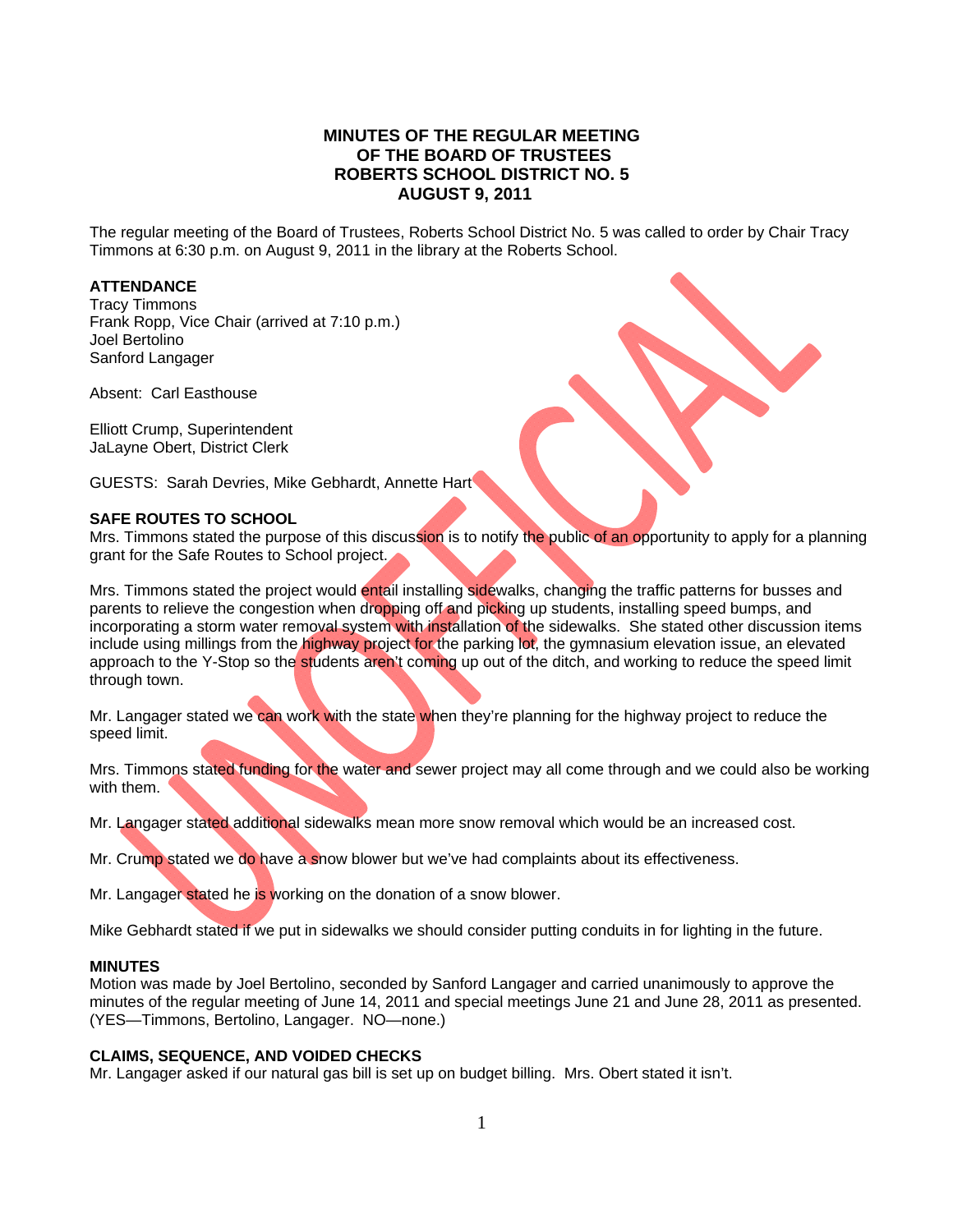**MINUTES OF THE REGULAR MEETING**
**OF THE BOARD OF TRUSTEES**
**ROBERTS SCHOOL DISTRICT NO. 5**
**AUGUST 9, 2011**

The regular meeting of the Board of Trustees, Roberts School District No. 5 was called to order by Chair Tracy Timmons at 6:30 p.m. on August 9, 2011 in the library at the Roberts School.

**ATTENDANCE**
Tracy Timmons
Frank Ropp, Vice Chair (arrived at 7:10 p.m.)
Joel Bertolino
Sanford Langager

Absent: Carl Easthouse

Elliott Crump, Superintendent
JaLayne Obert, District Clerk

GUESTS: Sarah Devries, Mike Gebhardt, Annette Hart

**SAFE ROUTES TO SCHOOL**
Mrs. Timmons stated the purpose of this discussion is to notify the public of an opportunity to apply for a planning grant for the Safe Routes to School project.

Mrs. Timmons stated the project would entail installing sidewalks, changing the traffic patterns for busses and parents to relieve the congestion when dropping off and picking up students, installing speed bumps, and incorporating a storm water removal system with installation of the sidewalks. She stated other discussion items include using millings from the highway project for the parking lot, the gymnasium elevation issue, an elevated approach to the Y-Stop so the students aren't coming up out of the ditch, and working to reduce the speed limit through town.

Mr. Langager stated we can work with the state when they're planning for the highway project to reduce the speed limit.

Mrs. Timmons stated funding for the water and sewer project may all come through and we could also be working with them.

Mr. Langager stated additional sidewalks mean more snow removal which would be an increased cost.

Mr. Crump stated we do have a snow blower but we've had complaints about its effectiveness.

Mr. Langager stated he is working on the donation of a snow blower.

Mike Gebhardt stated if we put in sidewalks we should consider putting conduits in for lighting in the future.

**MINUTES**
Motion was made by Joel Bertolino, seconded by Sanford Langager and carried unanimously to approve the minutes of the regular meeting of June 14, 2011 and special meetings June 21 and June 28, 2011 as presented. (YES—Timmons, Bertolino, Langager. NO—none.)

**CLAIMS, SEQUENCE, AND VOIDED CHECKS**
Mr. Langager asked if our natural gas bill is set up on budget billing. Mrs. Obert stated it isn't.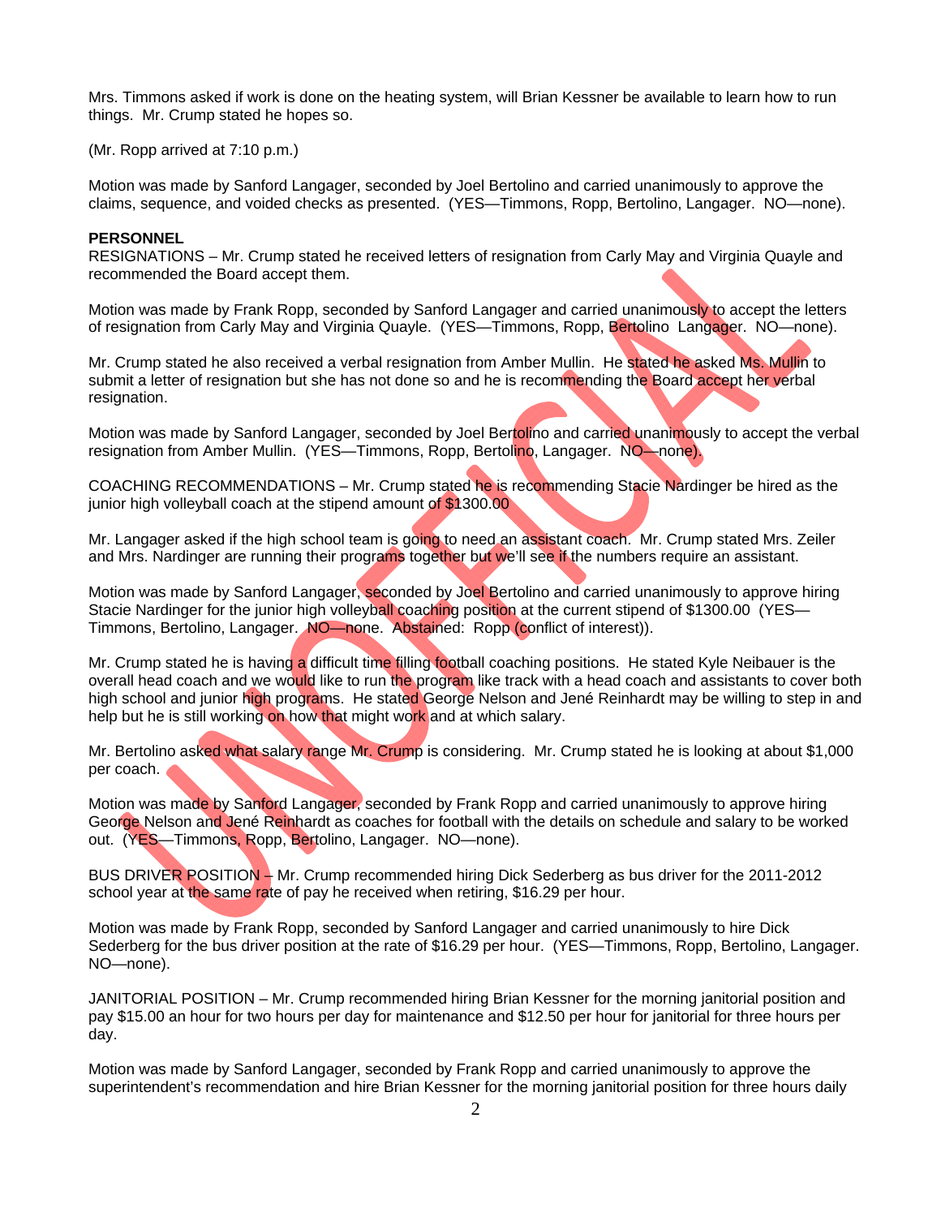Mrs. Timmons asked if work is done on the heating system, will Brian Kessner be available to learn how to run things. Mr. Crump stated he hopes so.

(Mr. Ropp arrived at 7:10 p.m.)

Motion was made by Sanford Langager, seconded by Joel Bertolino and carried unanimously to approve the claims, sequence, and voided checks as presented. (YES—Timmons, Ropp, Bertolino, Langager. NO—none).

**PERSONNEL**

RESIGNATIONS – Mr. Crump stated he received letters of resignation from Carly May and Virginia Quayle and recommended the Board accept them.

Motion was made by Frank Ropp, seconded by Sanford Langager and carried unanimously to accept the letters of resignation from Carly May and Virginia Quayle. (YES—Timmons, Ropp, Bertolino Langager. NO—none).

Mr. Crump stated he also received a verbal resignation from Amber Mullin. He stated he asked Ms. Mullin to submit a letter of resignation but she has not done so and he is recommending the Board accept her verbal resignation.

Motion was made by Sanford Langager, seconded by Joel Bertolino and carried unanimously to accept the verbal resignation from Amber Mullin. (YES—Timmons, Ropp, Bertolino, Langager. NO—none).

COACHING RECOMMENDATIONS – Mr. Crump stated he is recommending Stacie Nardinger be hired as the junior high volleyball coach at the stipend amount of $1300.00

Mr. Langager asked if the high school team is going to need an assistant coach. Mr. Crump stated Mrs. Zeiler and Mrs. Nardinger are running their programs together but we'll see if the numbers require an assistant.

Motion was made by Sanford Langager, seconded by Joel Bertolino and carried unanimously to approve hiring Stacie Nardinger for the junior high volleyball coaching position at the current stipend of $1300.00 (YES—Timmons, Bertolino, Langager. NO—none. Abstained: Ropp (conflict of interest)).

Mr. Crump stated he is having a difficult time filling football coaching positions. He stated Kyle Neibauer is the overall head coach and we would like to run the program like track with a head coach and assistants to cover both high school and junior high programs. He stated George Nelson and Jené Reinhardt may be willing to step in and help but he is still working on how that might work and at which salary.

Mr. Bertolino asked what salary range Mr. Crump is considering. Mr. Crump stated he is looking at about $1,000 per coach.

Motion was made by Sanford Langager, seconded by Frank Ropp and carried unanimously to approve hiring George Nelson and Jené Reinhardt as coaches for football with the details on schedule and salary to be worked out. (YES—Timmons, Ropp, Bertolino, Langager. NO—none).

BUS DRIVER POSITION – Mr. Crump recommended hiring Dick Sederberg as bus driver for the 2011-2012 school year at the same rate of pay he received when retiring, $16.29 per hour.

Motion was made by Frank Ropp, seconded by Sanford Langager and carried unanimously to hire Dick Sederberg for the bus driver position at the rate of $16.29 per hour. (YES—Timmons, Ropp, Bertolino, Langager. NO—none).

JANITORIAL POSITION – Mr. Crump recommended hiring Brian Kessner for the morning janitorial position and pay $15.00 an hour for two hours per day for maintenance and $12.50 per hour for janitorial for three hours per day.

Motion was made by Sanford Langager, seconded by Frank Ropp and carried unanimously to approve the superintendent's recommendation and hire Brian Kessner for the morning janitorial position for three hours daily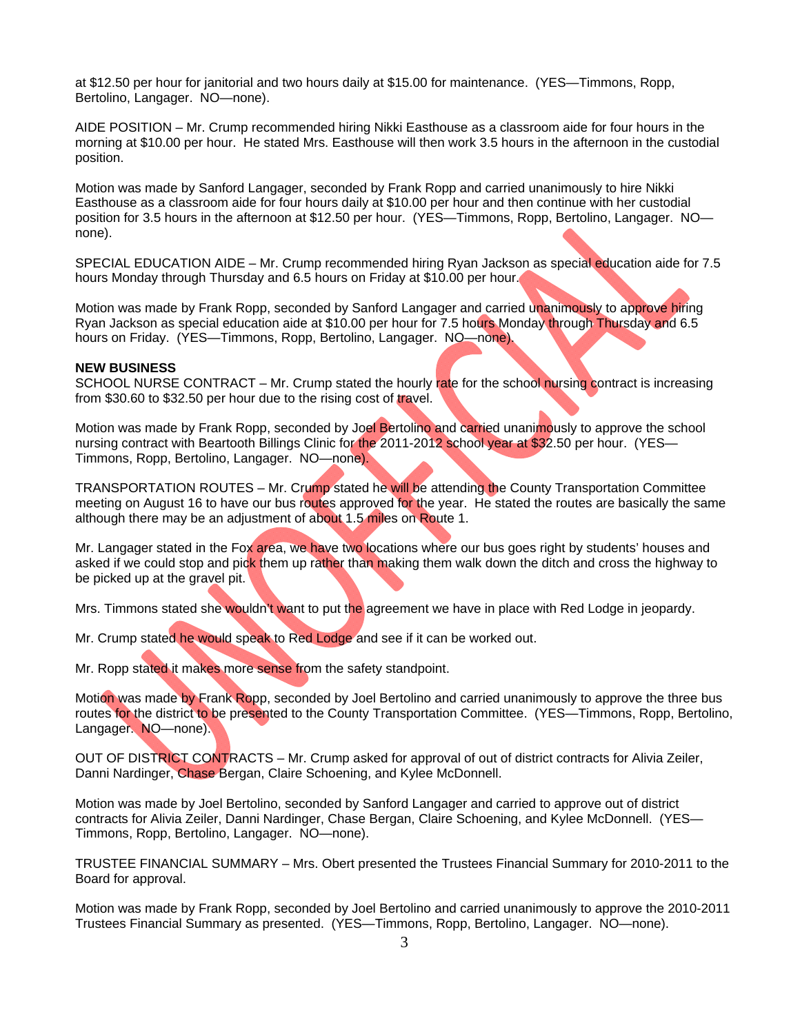at $12.50 per hour for janitorial and two hours daily at $15.00 for maintenance. (YES—Timmons, Ropp, Bertolino, Langager. NO—none).

AIDE POSITION – Mr. Crump recommended hiring Nikki Easthouse as a classroom aide for four hours in the morning at $10.00 per hour. He stated Mrs. Easthouse will then work 3.5 hours in the afternoon in the custodial position.

Motion was made by Sanford Langager, seconded by Frank Ropp and carried unanimously to hire Nikki Easthouse as a classroom aide for four hours daily at $10.00 per hour and then continue with her custodial position for 3.5 hours in the afternoon at $12.50 per hour. (YES—Timmons, Ropp, Bertolino, Langager. NO—none).

SPECIAL EDUCATION AIDE – Mr. Crump recommended hiring Ryan Jackson as special education aide for 7.5 hours Monday through Thursday and 6.5 hours on Friday at $10.00 per hour.

Motion was made by Frank Ropp, seconded by Sanford Langager and carried unanimously to approve hiring Ryan Jackson as special education aide at $10.00 per hour for 7.5 hours Monday through Thursday and 6.5 hours on Friday. (YES—Timmons, Ropp, Bertolino, Langager. NO—none).

**NEW BUSINESS**

SCHOOL NURSE CONTRACT – Mr. Crump stated the hourly rate for the school nursing contract is increasing from $30.60 to $32.50 per hour due to the rising cost of travel.

Motion was made by Frank Ropp, seconded by Joel Bertolino and carried unanimously to approve the school nursing contract with Beartooth Billings Clinic for the 2011-2012 school year at $32.50 per hour. (YES—Timmons, Ropp, Bertolino, Langager. NO—none).

TRANSPORTATION ROUTES – Mr. Crump stated he will be attending the County Transportation Committee meeting on August 16 to have our bus routes approved for the year. He stated the routes are basically the same although there may be an adjustment of about 1.5 miles on Route 1.

Mr. Langager stated in the Fox area, we have two locations where our bus goes right by students' houses and asked if we could stop and pick them up rather than making them walk down the ditch and cross the highway to be picked up at the gravel pit.

Mrs. Timmons stated she wouldn't want to put the agreement we have in place with Red Lodge in jeopardy.

Mr. Crump stated he would speak to Red Lodge and see if it can be worked out.

Mr. Ropp stated it makes more sense from the safety standpoint.

Motion was made by Frank Ropp, seconded by Joel Bertolino and carried unanimously to approve the three bus routes for the district to be presented to the County Transportation Committee. (YES—Timmons, Ropp, Bertolino, Langager. NO—none).

OUT OF DISTRICT CONTRACTS – Mr. Crump asked for approval of out of district contracts for Alivia Zeiler, Danni Nardinger, Chase Bergan, Claire Schoening, and Kylee McDonnell.

Motion was made by Joel Bertolino, seconded by Sanford Langager and carried to approve out of district contracts for Alivia Zeiler, Danni Nardinger, Chase Bergan, Claire Schoening, and Kylee McDonnell. (YES—Timmons, Ropp, Bertolino, Langager. NO—none).

TRUSTEE FINANCIAL SUMMARY – Mrs. Obert presented the Trustees Financial Summary for 2010-2011 to the Board for approval.

Motion was made by Frank Ropp, seconded by Joel Bertolino and carried unanimously to approve the 2010-2011 Trustees Financial Summary as presented. (YES—Timmons, Ropp, Bertolino, Langager. NO—none).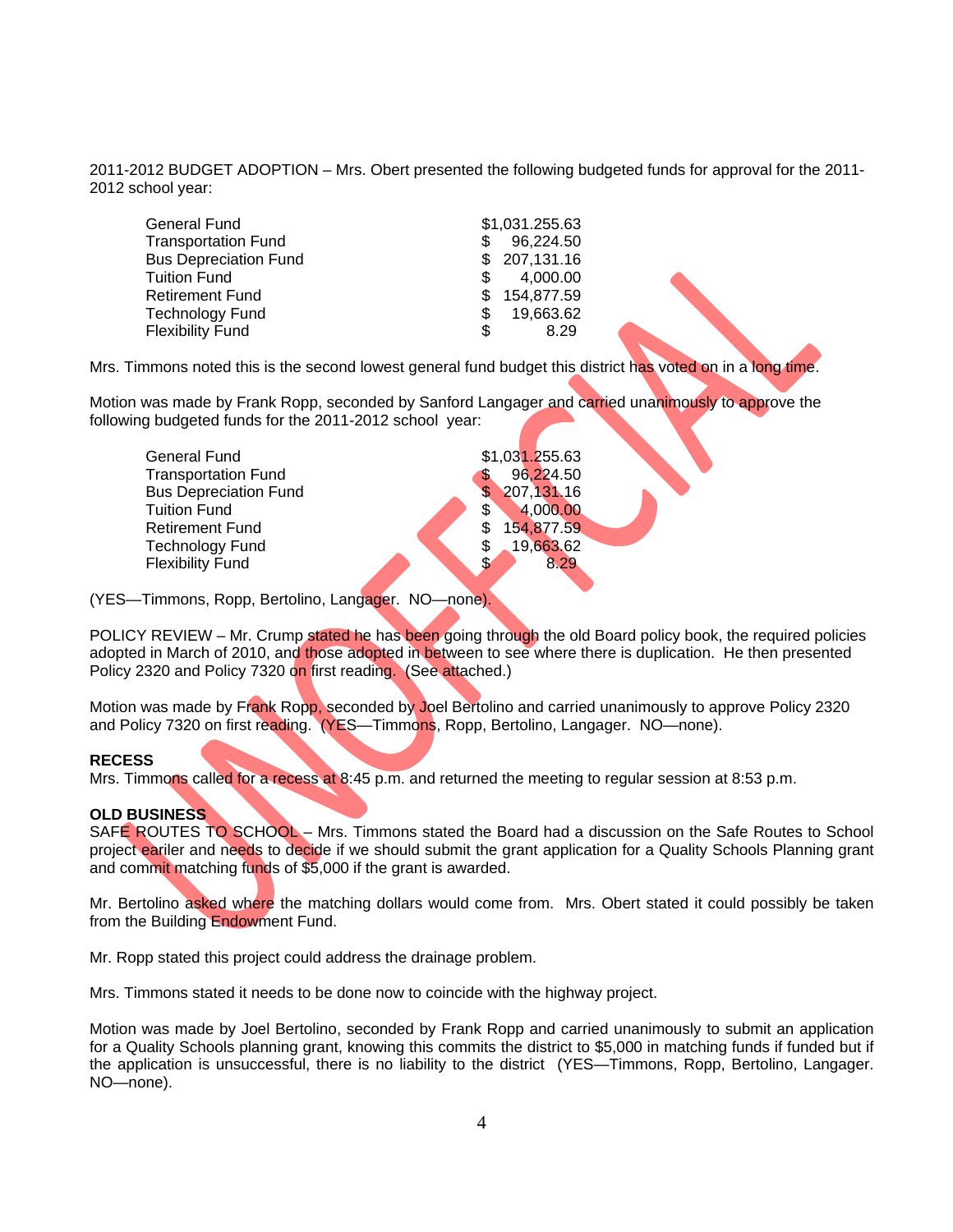2011-2012 BUDGET ADOPTION – Mrs. Obert presented the following budgeted funds for approval for the 2011-2012 school year:

| | |
|---|---|
| General Fund | $1,031.255.63 |
| Transportation Fund | $ 96,224.50 |
| Bus Depreciation Fund | $ 207,131.16 |
| Tuition Fund | $ 4,000.00 |
| Retirement Fund | $ 154,877.59 |
| Technology Fund | $ 19,663.62 |
| Flexibility Fund | $ 8.29 |

Mrs. Timmons noted this is the second lowest general fund budget this district has voted on in a long time.

Motion was made by Frank Ropp, seconded by Sanford Langager and carried unanimously to approve the following budgeted funds for the 2011-2012 school year:

| | |
|---|---|
| General Fund | $1,031.255.63 |
| Transportation Fund | $ 96,224.50 |
| Bus Depreciation Fund | $ 207,131.16 |
| Tuition Fund | $ 4,000.00 |
| Retirement Fund | $ 154,877.59 |
| Technology Fund | $ 19,663.62 |
| Flexibility Fund | $ 8.29 |

(YES—Timmons, Ropp, Bertolino, Langager. NO—none).

POLICY REVIEW – Mr. Crump stated he has been going through the old Board policy book, the required policies adopted in March of 2010, and those adopted in between to see where there is duplication. He then presented Policy 2320 and Policy 7320 on first reading. (See attached.)

Motion was made by Frank Ropp, seconded by Joel Bertolino and carried unanimously to approve Policy 2320 and Policy 7320 on first reading. (YES—Timmons, Ropp, Bertolino, Langager. NO—none).

**RECESS**
Mrs. Timmons called for a recess at 8:45 p.m. and returned the meeting to regular session at 8:53 p.m.

**OLD BUSINESS**
SAFE ROUTES TO SCHOOL – Mrs. Timmons stated the Board had a discussion on the Safe Routes to School project eariler and needs to decide if we should submit the grant application for a Quality Schools Planning grant and commit matching funds of $5,000 if the grant is awarded.

Mr. Bertolino asked where the matching dollars would come from. Mrs. Obert stated it could possibly be taken from the Building Endowment Fund.

Mr. Ropp stated this project could address the drainage problem.

Mrs. Timmons stated it needs to be done now to coincide with the highway project.

Motion was made by Joel Bertolino, seconded by Frank Ropp and carried unanimously to submit an application for a Quality Schools planning grant, knowing this commits the district to $5,000 in matching funds if funded but if the application is unsuccessful, there is no liability to the district (YES—Timmons, Ropp, Bertolino, Langager. NO—none).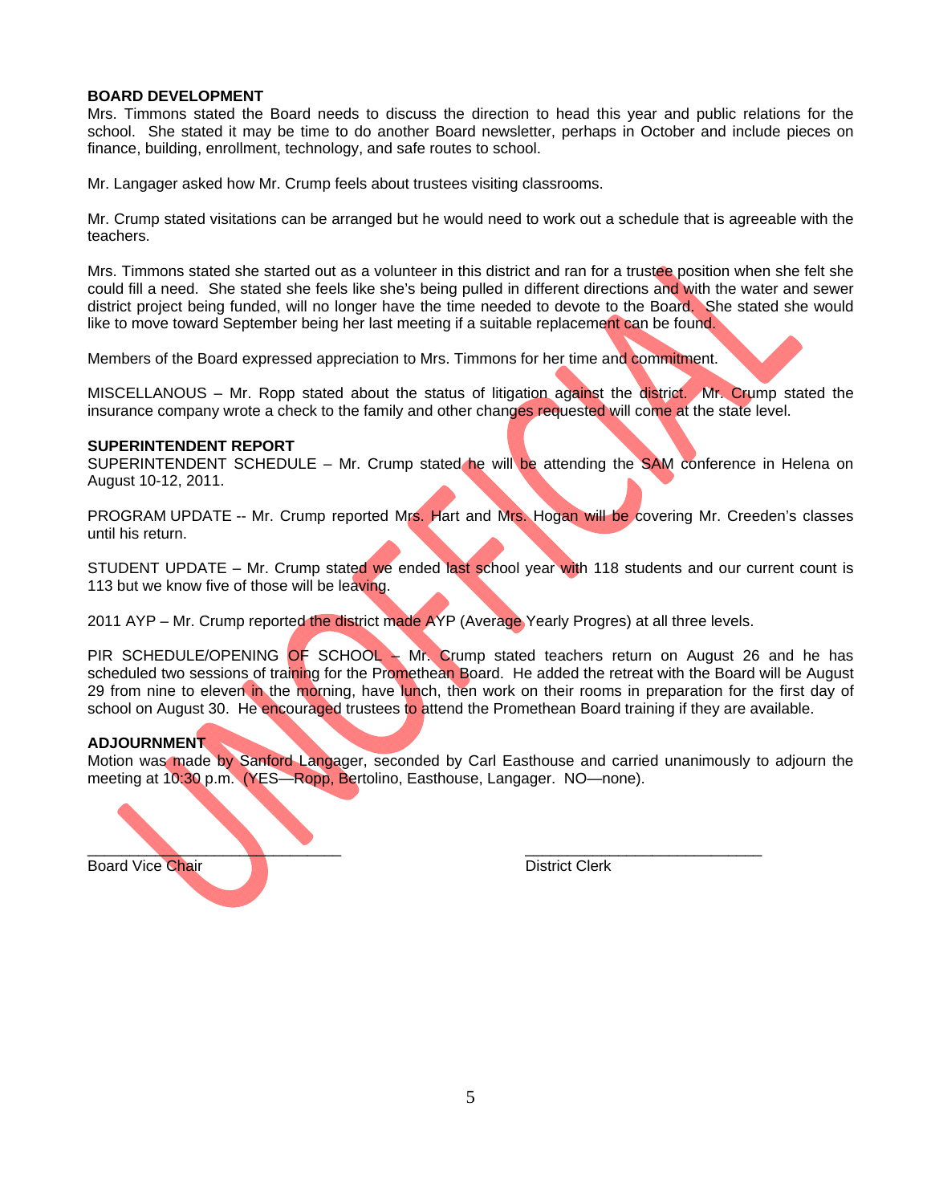**BOARD DEVELOPMENT**
Mrs. Timmons stated the Board needs to discuss the direction to head this year and public relations for the school. She stated it may be time to do another Board newsletter, perhaps in October and include pieces on finance, building, enrollment, technology, and safe routes to school.

Mr. Langager asked how Mr. Crump feels about trustees visiting classrooms.

Mr. Crump stated visitations can be arranged but he would need to work out a schedule that is agreeable with the teachers.

Mrs. Timmons stated she started out as a volunteer in this district and ran for a trustee position when she felt she could fill a need. She stated she feels like she's being pulled in different directions and with the water and sewer district project being funded, will no longer have the time needed to devote to the Board. She stated she would like to move toward September being her last meeting if a suitable replacement can be found.

Members of the Board expressed appreciation to Mrs. Timmons for her time and commitment.

MISCELLANOUS – Mr. Ropp stated about the status of litigation against the district. Mr. Crump stated the insurance company wrote a check to the family and other changes requested will come at the state level.

**SUPERINTENDENT REPORT**
SUPERINTENDENT SCHEDULE – Mr. Crump stated he will be attending the SAM conference in Helena on August 10-12, 2011.

PROGRAM UPDATE -- Mr. Crump reported Mrs. Hart and Mrs. Hogan will be covering Mr. Creeden's classes until his return.

STUDENT UPDATE – Mr. Crump stated we ended last school year with 118 students and our current count is 113 but we know five of those will be leaving.

2011 AYP – Mr. Crump reported the district made AYP (Average Yearly Progres) at all three levels.

PIR SCHEDULE/OPENING OF SCHOOL – Mr. Crump stated teachers return on August 26 and he has scheduled two sessions of training for the Promethean Board. He added the retreat with the Board will be August 29 from nine to eleven in the morning, have lunch, then work on their rooms in preparation for the first day of school on August 30. He encouraged trustees to attend the Promethean Board training if they are available.

**ADJOURNMENT**
Motion was made by Sanford Langager, seconded by Carl Easthouse and carried unanimously to adjourn the meeting at 10:30 p.m. (YES—Ropp, Bertolino, Easthouse, Langager. NO—none).

______________________________ ______________________________
Board Vice Chair District Clerk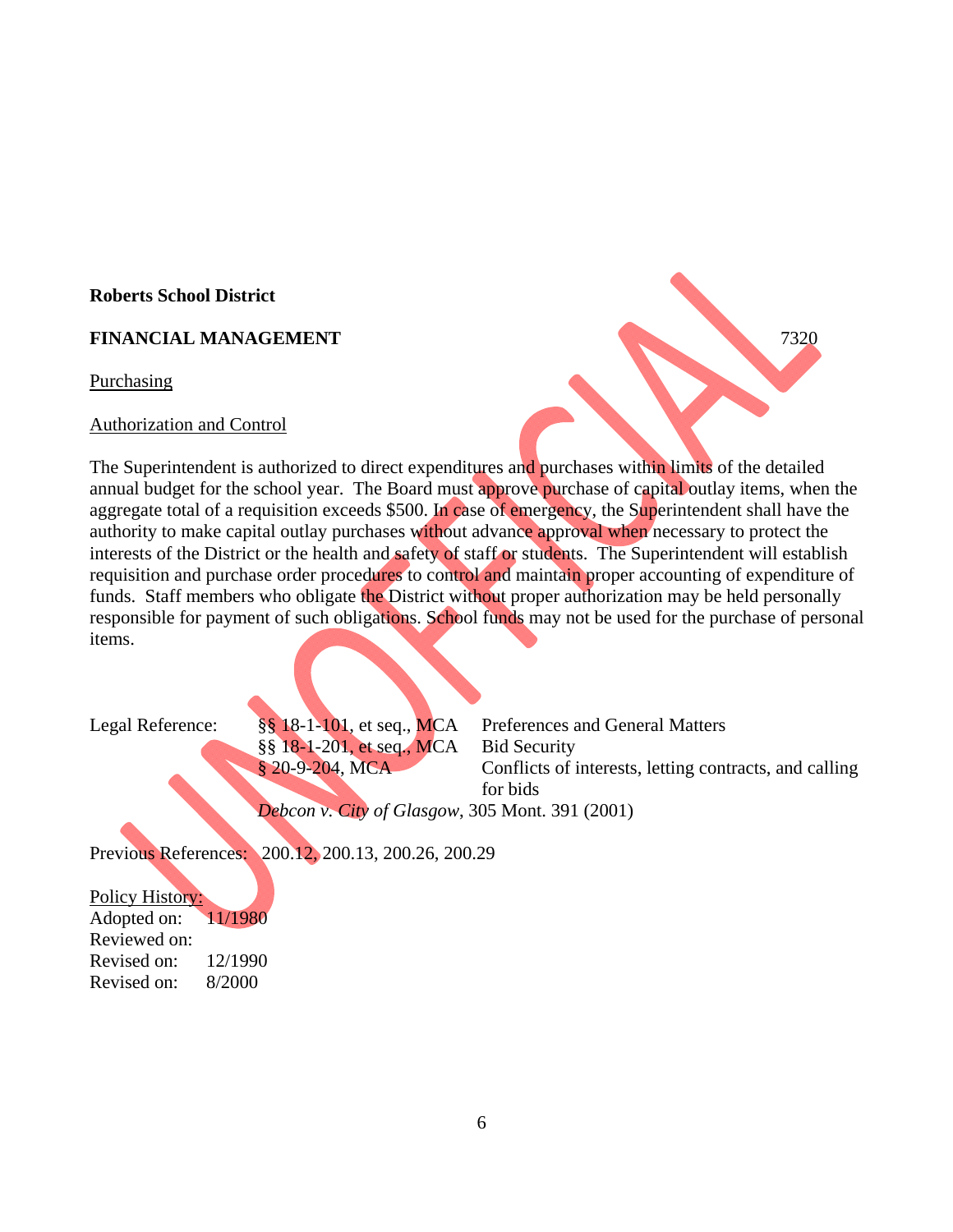**Roberts School District**

**FINANCIAL MANAGEMENT** 7320

Purchasing

Authorization and Control

The Superintendent is authorized to direct expenditures and purchases within limits of the detailed annual budget for the school year. The Board must approve purchase of capital outlay items, when the aggregate total of a requisition exceeds $500. In case of emergency, the Superintendent shall have the authority to make capital outlay purchases without advance approval when necessary to protect the interests of the District or the health and safety of staff or students. The Superintendent will establish requisition and purchase order procedures to control and maintain proper accounting of expenditure of funds. Staff members who obligate the District without proper authorization may be held personally responsible for payment of such obligations. School funds may not be used for the purchase of personal items.

| Legal Reference: | §§ 18-1-101, et seq., MCA | Preferences and General Matters |
|---|---|---|
| | §§ 18-1-201, et seq., MCA | Bid Security |
| | § 20-9-204, MCA | Conflicts of interests, letting contracts, and calling for bids |
| | *Debcon v. City of Glasgow*, 305 Mont. 391 (2001) | |

Previous References: 200.12, 200.13, 200.26, 200.29

Policy History:
Adopted on: 11/1980
Reviewed on:
Revised on: 12/1990
Revised on: 8/2000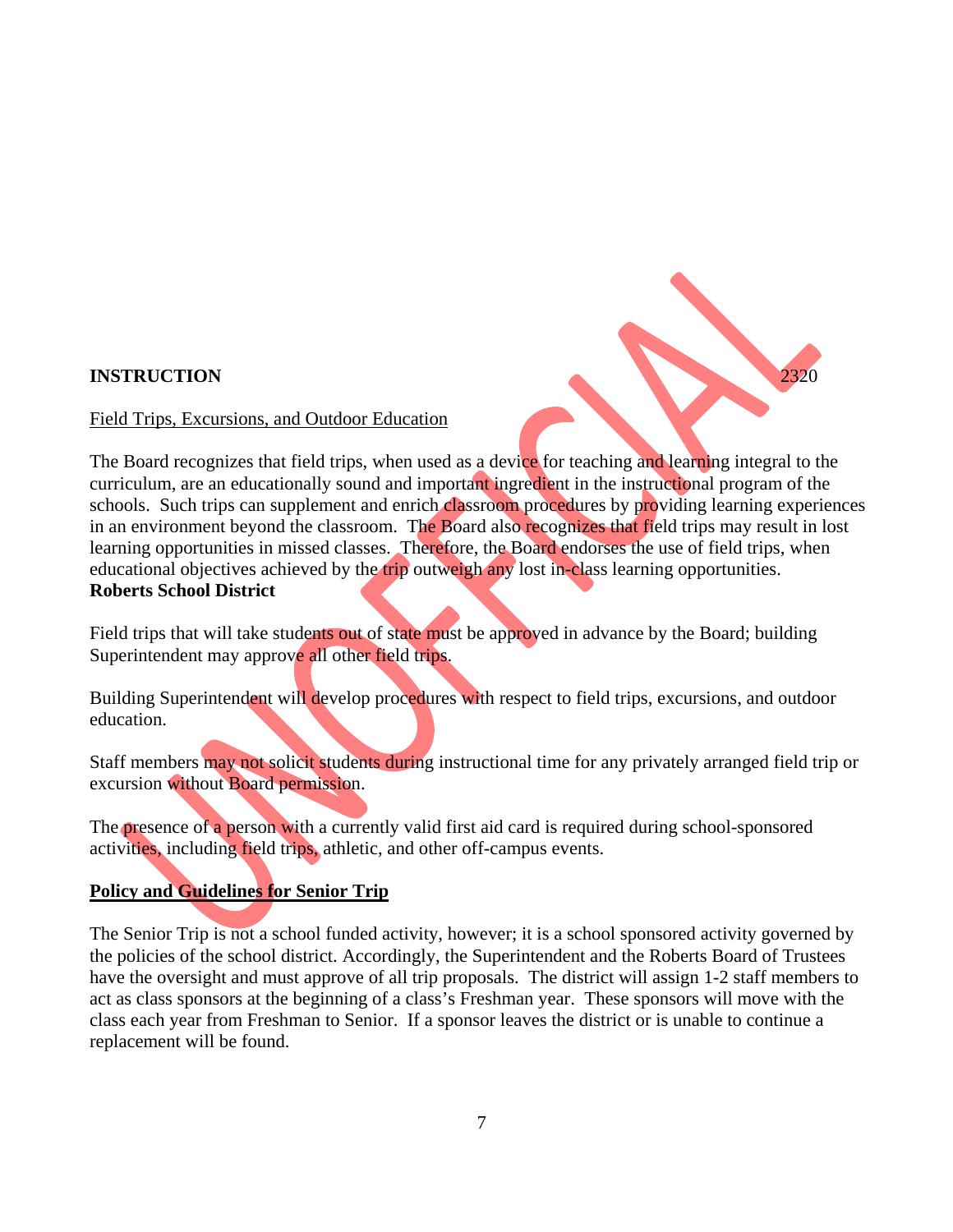**INSTRUCTION** 2320

Field Trips, Excursions, and Outdoor Education

The Board recognizes that field trips, when used as a device for teaching and learning integral to the curriculum, are an educationally sound and important ingredient in the instructional program of the schools. Such trips can supplement and enrich classroom procedures by providing learning experiences in an environment beyond the classroom. The Board also recognizes that field trips may result in lost learning opportunities in missed classes. Therefore, the Board endorses the use of field trips, when educational objectives achieved by the trip outweigh any lost in-class learning opportunities.
**Roberts School District**

Field trips that will take students out of state must be approved in advance by the Board; building Superintendent may approve all other field trips.

Building Superintendent will develop procedures with respect to field trips, excursions, and outdoor education.

Staff members may not solicit students during instructional time for any privately arranged field trip or excursion without Board permission.

The presence of a person with a currently valid first aid card is required during school-sponsored activities, including field trips, athletic, and other off-campus events.

**Policy and Guidelines for Senior Trip**

The Senior Trip is not a school funded activity, however; it is a school sponsored activity governed by the policies of the school district. Accordingly, the Superintendent and the Roberts Board of Trustees have the oversight and must approve of all trip proposals. The district will assign 1-2 staff members to act as class sponsors at the beginning of a class's Freshman year. These sponsors will move with the class each year from Freshman to Senior. If a sponsor leaves the district or is unable to continue a replacement will be found.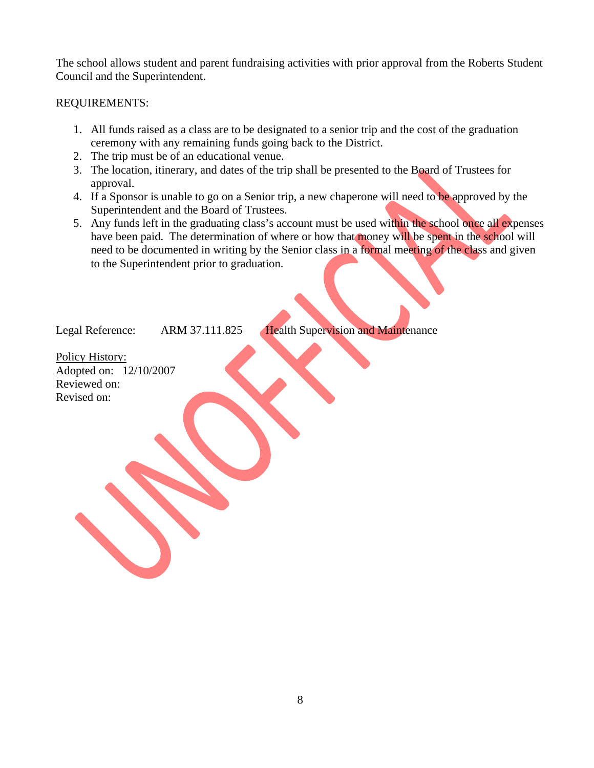The school allows student and parent fundraising activities with prior approval from the Roberts Student Council and the Superintendent.

REQUIREMENTS:

1. All funds raised as a class are to be designated to a senior trip and the cost of the graduation ceremony with any remaining funds going back to the District.
2. The trip must be of an educational venue.
3. The location, itinerary, and dates of the trip shall be presented to the Board of Trustees for approval.
4. If a Sponsor is unable to go on a Senior trip, a new chaperone will need to be approved by the Superintendent and the Board of Trustees.
5. Any funds left in the graduating class's account must be used within the school once all expenses have been paid. The determination of where or how that money will be spent in the school will need to be documented in writing by the Senior class in a formal meeting of the class and given to the Superintendent prior to graduation.

Legal Reference: ARM 37.111.825 Health Supervision and Maintenance

<u>Policy History:</u>
Adopted on: 12/10/2007
Reviewed on:
Revised on: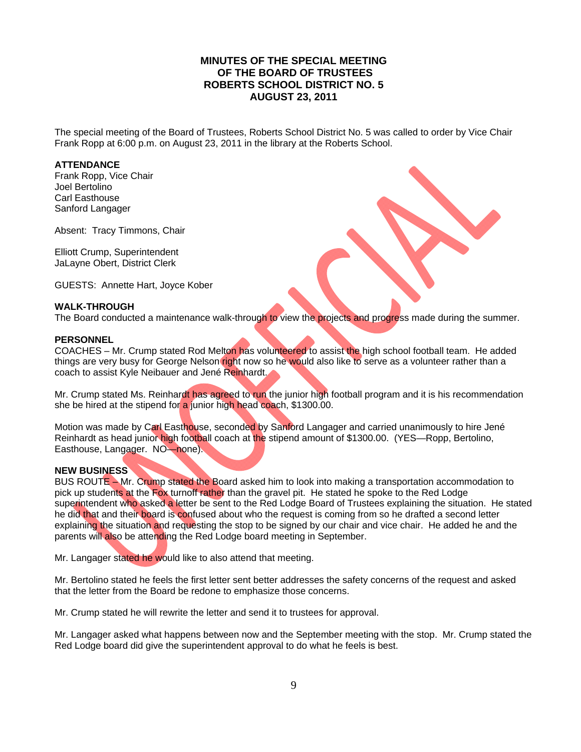# MINUTES OF THE SPECIAL MEETING OF THE BOARD OF TRUSTEES ROBERTS SCHOOL DISTRICT NO. 5 AUGUST 23, 2011

The special meeting of the Board of Trustees, Roberts School District No. 5 was called to order by Vice Chair Frank Ropp at 6:00 p.m. on August 23, 2011 in the library at the Roberts School.

**ATTENDANCE**
Frank Ropp, Vice Chair
Joel Bertolino
Carl Easthouse
Sanford Langager

Absent: Tracy Timmons, Chair

Elliott Crump, Superintendent
JaLayne Obert, District Clerk

GUESTS: Annette Hart, Joyce Kober

**WALK-THROUGH**
The Board conducted a maintenance walk-through to view the projects and progress made during the summer.

**PERSONNEL**
COACHES – Mr. Crump stated Rod Melton has volunteered to assist the high school football team. He added things are very busy for George Nelson right now so he would also like to serve as a volunteer rather than a coach to assist Kyle Neibauer and Jené Reinhardt.

Mr. Crump stated Ms. Reinhardt has agreed to run the junior high football program and it is his recommendation she be hired at the stipend for a junior high head coach, $1300.00.

Motion was made by Carl Easthouse, seconded by Sanford Langager and carried unanimously to hire Jené Reinhardt as head junior high football coach at the stipend amount of $1300.00. (YES—Ropp, Bertolino, Easthouse, Langager. NO—none).

**NEW BUSINESS**
BUS ROUTE – Mr. Crump stated the Board asked him to look into making a transportation accommodation to pick up students at the Fox turnoff rather than the gravel pit. He stated he spoke to the Red Lodge superintendent who asked a letter be sent to the Red Lodge Board of Trustees explaining the situation. He stated he did that and their board is confused about who the request is coming from so he drafted a second letter explaining the situation and requesting the stop to be signed by our chair and vice chair. He added he and the parents will also be attending the Red Lodge board meeting in September.

Mr. Langager stated he would like to also attend that meeting.

Mr. Bertolino stated he feels the first letter sent better addresses the safety concerns of the request and asked that the letter from the Board be redone to emphasize those concerns.

Mr. Crump stated he will rewrite the letter and send it to trustees for approval.

Mr. Langager asked what happens between now and the September meeting with the stop. Mr. Crump stated the Red Lodge board did give the superintendent approval to do what he feels is best.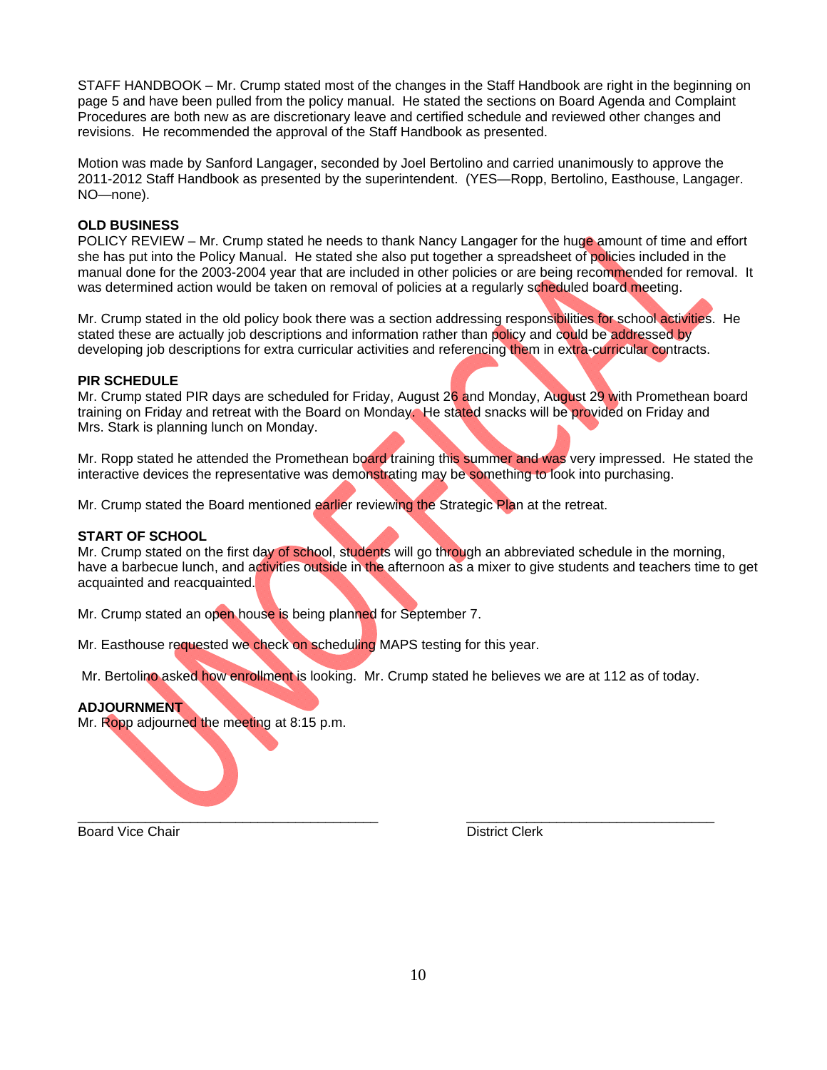STAFF HANDBOOK – Mr. Crump stated most of the changes in the Staff Handbook are right in the beginning on page 5 and have been pulled from the policy manual. He stated the sections on Board Agenda and Complaint Procedures are both new as are discretionary leave and certified schedule and reviewed other changes and revisions. He recommended the approval of the Staff Handbook as presented.

Motion was made by Sanford Langager, seconded by Joel Bertolino and carried unanimously to approve the 2011-2012 Staff Handbook as presented by the superintendent. (YES—Ropp, Bertolino, Easthouse, Langager. NO—none).

**OLD BUSINESS**

POLICY REVIEW – Mr. Crump stated he needs to thank Nancy Langager for the huge amount of time and effort she has put into the Policy Manual. He stated she also put together a spreadsheet of policies included in the manual done for the 2003-2004 year that are included in other policies or are being recommended for removal. It was determined action would be taken on removal of policies at a regularly scheduled board meeting.

Mr. Crump stated in the old policy book there was a section addressing responsibilities for school activities. He stated these are actually job descriptions and information rather than policy and could be addressed by developing job descriptions for extra curricular activities and referencing them in extra-curricular contracts.

**PIR SCHEDULE**

Mr. Crump stated PIR days are scheduled for Friday, August 26 and Monday, August 29 with Promethean board training on Friday and retreat with the Board on Monday. He stated snacks will be provided on Friday and Mrs. Stark is planning lunch on Monday.

Mr. Ropp stated he attended the Promethean board training this summer and was very impressed. He stated the interactive devices the representative was demonstrating may be something to look into purchasing.

Mr. Crump stated the Board mentioned earlier reviewing the Strategic Plan at the retreat.

**START OF SCHOOL**

Mr. Crump stated on the first day of school, students will go through an abbreviated schedule in the morning, have a barbecue lunch, and activities outside in the afternoon as a mixer to give students and teachers time to get acquainted and reacquainted.

Mr. Crump stated an open house is being planned for September 7.

Mr. Easthouse requested we check on scheduling MAPS testing for this year.

Mr. Bertolino asked how enrollment is looking. Mr. Crump stated he believes we are at 112 as of today.

**ADJOURNMENT**

Mr. Ropp adjourned the meeting at 8:15 p.m.

UNOFFICIAL

\_\_\_\_\_\_\_\_\_\_\_\_\_\_\_\_\_\_\_\_\_\_\_\_\_\_\_\_\_\_\_\_\_\_\_\_\_\_\_\_ \_\_\_\_\_\_\_\_\_\_\_\_\_\_\_\_\_\_\_\_\_\_\_\_\_\_\_\_\_\_\_\_\_\_\_\_

Board Vice Chair District Clerk